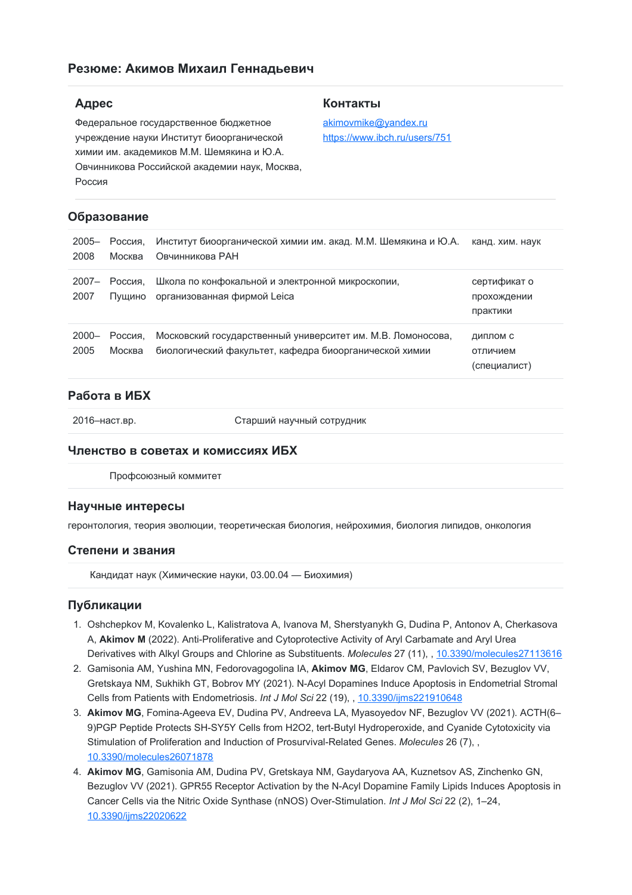# Резюме: Акимов Михаил Геннадьевич

## Адрес

Федеральное государственное бюджетное учреждение науки Институт биоорганической химии им. академиков М.М. Шемякина и Ю.А. Овчинникова Российской академии наук, Москва, Россия

## Контакты

akimovmike@yandex.ru
https://www.ibch.ru/users/751

## Образование

| | | | |
|---|---|---|---|
| 2005–2008 | Россия, Москва | Институт биоорганической химии им. акад. М.М. Шемякина и Ю.А. Овчинникова РАН | канд. хим. наук |
| 2007–2007 | Россия, Пущино | Школа по конфокальной и электронной микроскопии, организованная фирмой Leica | сертификат о прохождении практики |
| 2000–2005 | Россия, Москва | Московский государственный университет им. М.В. Ломоносова, биологический факультет, кафедра биоорганической химии | диплом с отличием (специалист) |

## Работа в ИБХ

| | |
|---|---|
| 2016–наст.вр. | Старший научный сотрудник |

## Членство в советах и комиссиях ИБХ

Профсоюзный коммитет

## Научные интересы

геронтология, теория эволюции, теоретическая биология, нейрохимия, биология липидов, онкология

## Степени и звания

Кандидат наук (Химические науки, 03.00.04 — Биохимия)

## Публикации

1. Oshchepkov M, Kovalenko L, Kalistratova A, Ivanova M, Sherstyanykh G, Dudina P, Antonov A, Cherkasova A, **Akimov M** (2022). Anti-Proliferative and Cytoprotective Activity of Aryl Carbamate and Aryl Urea Derivatives with Alkyl Groups and Chlorine as Substituents. *Molecules* 27 (11), , 10.3390/molecules27113616
2. Gamisonia AM, Yushina MN, Fedorovagogolina IA, **Akimov MG**, Eldarov CM, Pavlovich SV, Bezuglov VV, Gretskaya NM, Sukhikh GT, Bobrov MY (2021). N-Acyl Dopamines Induce Apoptosis in Endometrial Stromal Cells from Patients with Endometriosis. *Int J Mol Sci* 22 (19), , 10.3390/ijms221910648
3. **Akimov MG**, Fomina-Ageeva EV, Dudina PV, Andreeva LA, Myasoyedov NF, Bezuglov VV (2021). ACTH(6–9)PGP Peptide Protects SH-SY5Y Cells from H2O2, tert-Butyl Hydroperoxide, and Cyanide Cytotoxicity via Stimulation of Proliferation and Induction of Prosurvival-Related Genes. *Molecules* 26 (7), , 10.3390/molecules26071878
4. **Akimov MG**, Gamisonia AM, Dudina PV, Gretskaya NM, Gaydaryova AA, Kuznetsov AS, Zinchenko GN, Bezuglov VV (2021). GPR55 Receptor Activation by the N-Acyl Dopamine Family Lipids Induces Apoptosis in Cancer Cells via the Nitric Oxide Synthase (nNOS) Over-Stimulation. *Int J Mol Sci* 22 (2), 1–24, 10.3390/ijms22020622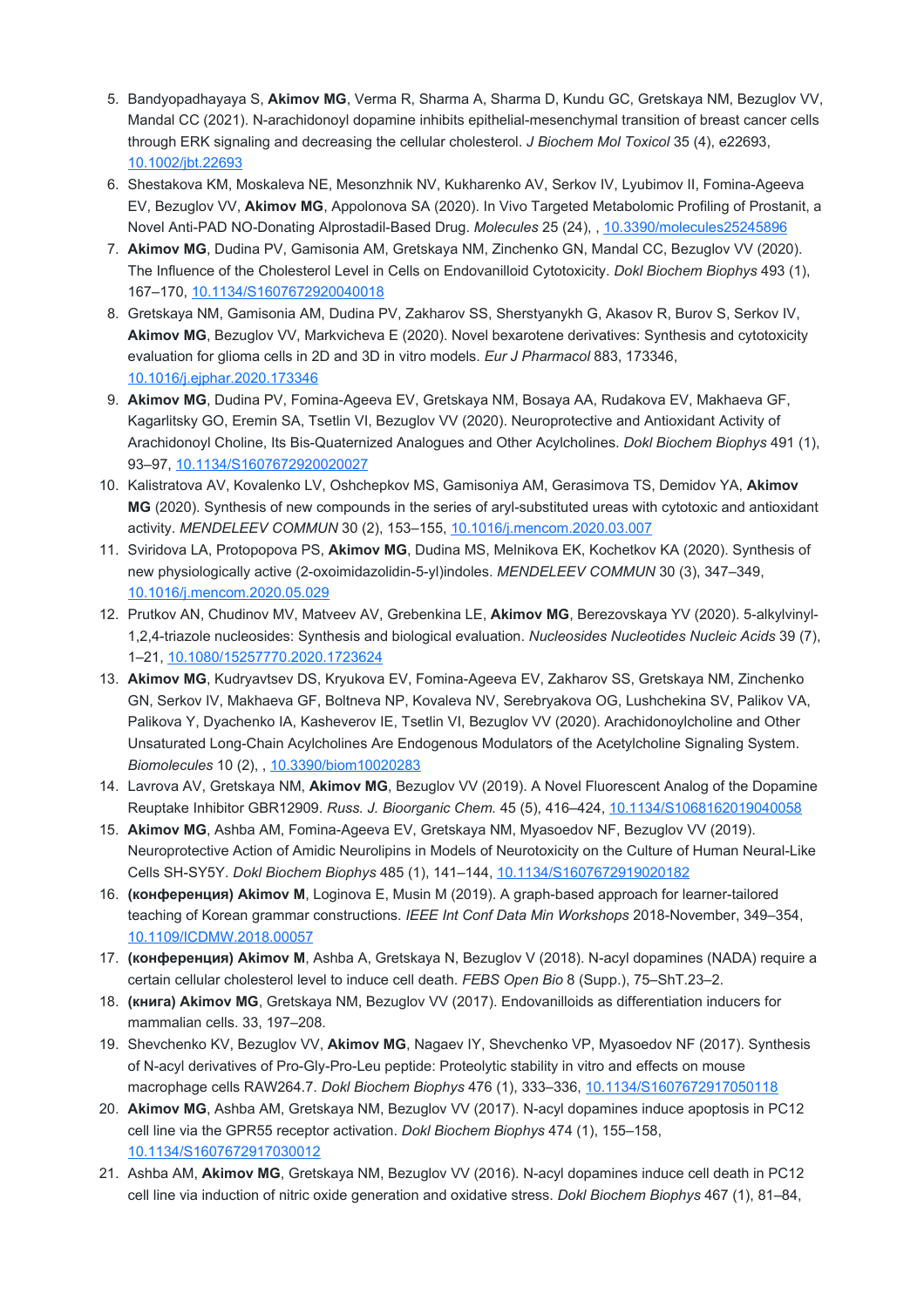5. Bandyopadhayaya S, **Akimov MG**, Verma R, Sharma A, Sharma D, Kundu GC, Gretskaya NM, Bezuglov VV, Mandal CC (2021). N-arachidonoyl dopamine inhibits epithelial-mesenchymal transition of breast cancer cells through ERK signaling and decreasing the cellular cholesterol. *J Biochem Mol Toxicol* 35 (4), e22693, [10.1002/jbt.22693](https://doi.org/10.1002/jbt.22693)
6. Shestakova KM, Moskaleva NE, Mesonzhnik NV, Kukharenko AV, Serkov IV, Lyubimov II, Fomina-Ageeva EV, Bezuglov VV, **Akimov MG**, Appolonova SA (2020). In Vivo Targeted Metabolomic Profiling of Prostanit, a Novel Anti-PAD NO-Donating Alprostadil-Based Drug. *Molecules* 25 (24), , [10.3390/molecules25245896](https://doi.org/10.3390/molecules25245896)
7. **Akimov MG**, Dudina PV, Gamisonia AM, Gretskaya NM, Zinchenko GN, Mandal CC, Bezuglov VV (2020). The Influence of the Cholesterol Level in Cells on Endovanilloid Cytotoxicity. *Dokl Biochem Biophys* 493 (1), 167–170, [10.1134/S1607672920040018](https://doi.org/10.1134/S1607672920040018)
8. Gretskaya NM, Gamisonia AM, Dudina PV, Zakharov SS, Sherstyanykh G, Akasov R, Burov S, Serkov IV, **Akimov MG**, Bezuglov VV, Markvicheva E (2020). Novel bexarotene derivatives: Synthesis and cytotoxicity evaluation for glioma cells in 2D and 3D in vitro models. *Eur J Pharmacol* 883, 173346, [10.1016/j.ejphar.2020.173346](https://doi.org/10.1016/j.ejphar.2020.173346)
9. **Akimov MG**, Dudina PV, Fomina-Ageeva EV, Gretskaya NM, Bosaya AA, Rudakova EV, Makhaeva GF, Kagarlitsky GO, Eremin SA, Tsetlin VI, Bezuglov VV (2020). Neuroprotective and Antioxidant Activity of Arachidonoyl Choline, Its Bis-Quaternized Analogues and Other Acylcholines. *Dokl Biochem Biophys* 491 (1), 93–97, [10.1134/S1607672920020027](https://doi.org/10.1134/S1607672920020027)
10. Kalistratova AV, Kovalenko LV, Oshchepkov MS, Gamisoniya AM, Gerasimova TS, Demidov YA, **Akimov MG** (2020). Synthesis of new compounds in the series of aryl-substituted ureas with cytotoxic and antioxidant activity. *MENDELEEV COMMUN* 30 (2), 153–155, [10.1016/j.mencom.2020.03.007](https://doi.org/10.1016/j.mencom.2020.03.007)
11. Sviridova LA, Protopopova PS, **Akimov MG**, Dudina MS, Melnikova EK, Kochetkov KA (2020). Synthesis of new physiologically active (2-oxoimidazolidin-5-yl)indoles. *MENDELEEV COMMUN* 30 (3), 347–349, [10.1016/j.mencom.2020.05.029](https://doi.org/10.1016/j.mencom.2020.05.029)
12. Prutkov AN, Chudinov MV, Matveev AV, Grebenkina LE, **Akimov MG**, Berezovskaya YV (2020). 5-alkylvinyl-1,2,4-triazole nucleosides: Synthesis and biological evaluation. *Nucleosides Nucleotides Nucleic Acids* 39 (7), 1–21, [10.1080/15257770.2020.1723624](https://doi.org/10.1080/15257770.2020.1723624)
13. **Akimov MG**, Kudryavtsev DS, Kryukova EV, Fomina-Ageeva EV, Zakharov SS, Gretskaya NM, Zinchenko GN, Serkov IV, Makhaeva GF, Boltneva NP, Kovaleva NV, Serebryakova OG, Lushchekina SV, Palikov VA, Palikova Y, Dyachenko IA, Kasheverov IE, Tsetlin VI, Bezuglov VV (2020). Arachidonoylcholine and Other Unsaturated Long-Chain Acylcholines Are Endogenous Modulators of the Acetylcholine Signaling System. *Biomolecules* 10 (2), , [10.3390/biom10020283](https://doi.org/10.3390/biom10020283)
14. Lavrova AV, Gretskaya NM, **Akimov MG**, Bezuglov VV (2019). A Novel Fluorescent Analog of the Dopamine Reuptake Inhibitor GBR12909. *Russ. J. Bioorganic Chem.* 45 (5), 416–424, [10.1134/S1068162019040058](https://doi.org/10.1134/S1068162019040058)
15. **Akimov MG**, Ashba AM, Fomina-Ageeva EV, Gretskaya NM, Myasoedov NF, Bezuglov VV (2019). Neuroprotective Action of Amidic Neurolipins in Models of Neurotoxicity on the Culture of Human Neural-Like Cells SH-SY5Y. *Dokl Biochem Biophys* 485 (1), 141–144, [10.1134/S1607672919020182](https://doi.org/10.1134/S1607672919020182)
16. **(конференция) Akimov M**, Loginova E, Musin M (2019). A graph-based approach for learner-tailored teaching of Korean grammar constructions. *IEEE Int Conf Data Min Workshops* 2018-November, 349–354, [10.1109/ICDMW.2018.00057](https://doi.org/10.1109/ICDMW.2018.00057)
17. **(конференция) Akimov M**, Ashba A, Gretskaya N, Bezuglov V (2018). N-acyl dopamines (NADA) require a certain cellular cholesterol level to induce cell death. *FEBS Open Bio* 8 (Supp.), 75–ShT.23–2.
18. **(книга) Akimov MG**, Gretskaya NM, Bezuglov VV (2017). Endovanilloids as differentiation inducers for mammalian cells. 33, 197–208.
19. Shevchenko KV, Bezuglov VV, **Akimov MG**, Nagaev IY, Shevchenko VP, Myasoedov NF (2017). Synthesis of N-acyl derivatives of Pro-Gly-Pro-Leu peptide: Proteolytic stability in vitro and effects on mouse macrophage cells RAW264.7. *Dokl Biochem Biophys* 476 (1), 333–336, [10.1134/S1607672917050118](https://doi.org/10.1134/S1607672917050118)
20. **Akimov MG**, Ashba AM, Gretskaya NM, Bezuglov VV (2017). N-acyl dopamines induce apoptosis in PC12 cell line via the GPR55 receptor activation. *Dokl Biochem Biophys* 474 (1), 155–158, [10.1134/S1607672917030012](https://doi.org/10.1134/S1607672917030012)
21. Ashba AM, **Akimov MG**, Gretskaya NM, Bezuglov VV (2016). N-acyl dopamines induce cell death in PC12 cell line via induction of nitric oxide generation and oxidative stress. *Dokl Biochem Biophys* 467 (1), 81–84,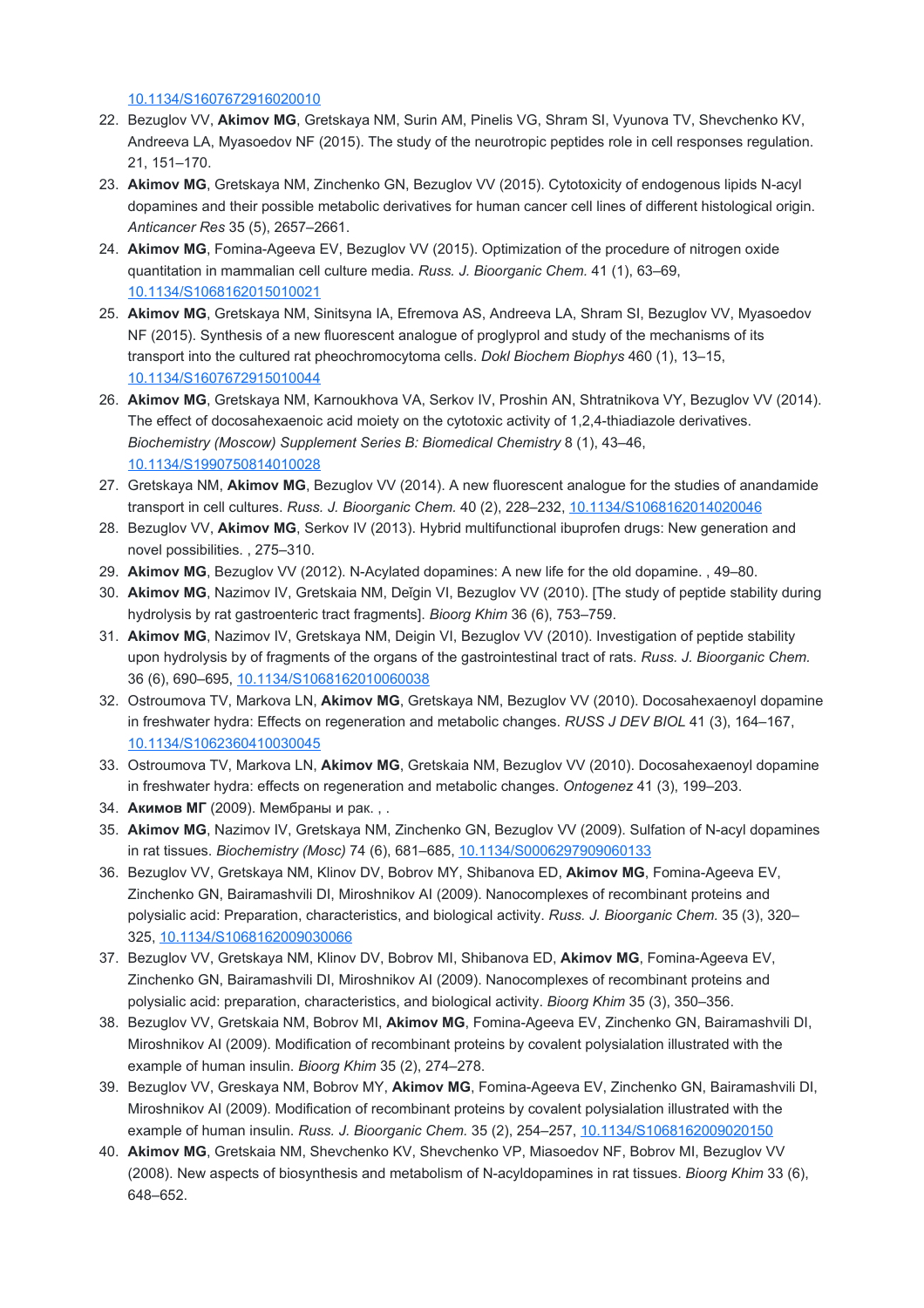[10.1134/S1607672916020010](https://doi.org/10.1134/S1607672916020010)

22. Bezuglov VV, **Akimov MG**, Gretskaya NM, Surin AM, Pinelis VG, Shram SI, Vyunova TV, Shevchenko KV, Andreeva LA, Myasoedov NF (2015). The study of the neurotropic peptides role in cell responses regulation. 21, 151–170.
23. **Akimov MG**, Gretskaya NM, Zinchenko GN, Bezuglov VV (2015). Cytotoxicity of endogenous lipids N-acyl dopamines and their possible metabolic derivatives for human cancer cell lines of different histological origin. *Anticancer Res* 35 (5), 2657–2661.
24. **Akimov MG**, Fomina-Ageeva EV, Bezuglov VV (2015). Optimization of the procedure of nitrogen oxide quantitation in mammalian cell culture media. *Russ. J. Bioorganic Chem.* 41 (1), 63–69, [10.1134/S1068162015010021](https://doi.org/10.1134/S1068162015010021)
25. **Akimov MG**, Gretskaya NM, Sinitsyna IA, Efremova AS, Andreeva LA, Shram SI, Bezuglov VV, Myasoedov NF (2015). Synthesis of a new fluorescent analogue of proglyprol and study of the mechanisms of its transport into the cultured rat pheochromocytoma cells. *Dokl Biochem Biophys* 460 (1), 13–15, [10.1134/S1607672915010044](https://doi.org/10.1134/S1607672915010044)
26. **Akimov MG**, Gretskaya NM, Karnoukhova VA, Serkov IV, Proshin AN, Shtratnikova VY, Bezuglov VV (2014). The effect of docosahexaenoic acid moiety on the cytotoxic activity of 1,2,4-thiadiazole derivatives. *Biochemistry (Moscow) Supplement Series B: Biomedical Chemistry* 8 (1), 43–46, [10.1134/S1990750814010028](https://doi.org/10.1134/S1990750814010028)
27. Gretskaya NM, **Akimov MG**, Bezuglov VV (2014). A new fluorescent analogue for the studies of anandamide transport in cell cultures. *Russ. J. Bioorganic Chem.* 40 (2), 228–232, [10.1134/S1068162014020046](https://doi.org/10.1134/S1068162014020046)
28. Bezuglov VV, **Akimov MG**, Serkov IV (2013). Hybrid multifunctional ibuprofen drugs: New generation and novel possibilities. , 275–310.
29. **Akimov MG**, Bezuglov VV (2012). N-Acylated dopamines: A new life for the old dopamine. , 49–80.
30. **Akimov MG**, Nazimov IV, Gretskaia NM, Deĭgin VI, Bezuglov VV (2010). [The study of peptide stability during hydrolysis by rat gastroenteric tract fragments]. *Bioorg Khim* 36 (6), 753–759.
31. **Akimov MG**, Nazimov IV, Gretskaya NM, Deigin VI, Bezuglov VV (2010). Investigation of peptide stability upon hydrolysis by of fragments of the organs of the gastrointestinal tract of rats. *Russ. J. Bioorganic Chem.* 36 (6), 690–695, [10.1134/S1068162010060038](https://doi.org/10.1134/S1068162010060038)
32. Ostroumova TV, Markova LN, **Akimov MG**, Gretskaya NM, Bezuglov VV (2010). Docosahexaenoyl dopamine in freshwater hydra: Effects on regeneration and metabolic changes. *RUSS J DEV BIOL* 41 (3), 164–167, [10.1134/S1062360410030045](https://doi.org/10.1134/S1062360410030045)
33. Ostroumova TV, Markova LN, **Akimov MG**, Gretskaia NM, Bezuglov VV (2010). Docosahexaenoyl dopamine in freshwater hydra: effects on regeneration and metabolic changes. *Ontogenez* 41 (3), 199–203.
34. **Акимов МГ** (2009). Мембраны и рак. , .
35. **Akimov MG**, Nazimov IV, Gretskaya NM, Zinchenko GN, Bezuglov VV (2009). Sulfation of N-acyl dopamines in rat tissues. *Biochemistry (Mosc)* 74 (6), 681–685, [10.1134/S0006297909060133](https://doi.org/10.1134/S0006297909060133)
36. Bezuglov VV, Gretskaya NM, Klinov DV, Bobrov MY, Shibanova ED, **Akimov MG**, Fomina-Ageeva EV, Zinchenko GN, Bairamashvili DI, Miroshnikov AI (2009). Nanocomplexes of recombinant proteins and polysialic acid: Preparation, characteristics, and biological activity. *Russ. J. Bioorganic Chem.* 35 (3), 320–325, [10.1134/S1068162009030066](https://doi.org/10.1134/S1068162009030066)
37. Bezuglov VV, Gretskaya NM, Klinov DV, Bobrov MI, Shibanova ED, **Akimov MG**, Fomina-Ageeva EV, Zinchenko GN, Bairamashvili DI, Miroshnikov AI (2009). Nanocomplexes of recombinant proteins and polysialic acid: preparation, characteristics, and biological activity. *Bioorg Khim* 35 (3), 350–356.
38. Bezuglov VV, Gretskaia NM, Bobrov MI, **Akimov MG**, Fomina-Ageeva EV, Zinchenko GN, Bairamashvili DI, Miroshnikov AI (2009). Modification of recombinant proteins by covalent polysialation illustrated with the example of human insulin. *Bioorg Khim* 35 (2), 274–278.
39. Bezuglov VV, Greskaya NM, Bobrov MY, **Akimov MG**, Fomina-Ageeva EV, Zinchenko GN, Bairamashvili DI, Miroshnikov AI (2009). Modification of recombinant proteins by covalent polysialation illustrated with the example of human insulin. *Russ. J. Bioorganic Chem.* 35 (2), 254–257, [10.1134/S1068162009020150](https://doi.org/10.1134/S1068162009020150)
40. **Akimov MG**, Gretskaia NM, Shevchenko KV, Shevchenko VP, Miasoedov NF, Bobrov MI, Bezuglov VV (2008). New aspects of biosynthesis and metabolism of N-acyldopamines in rat tissues. *Bioorg Khim* 33 (6), 648–652.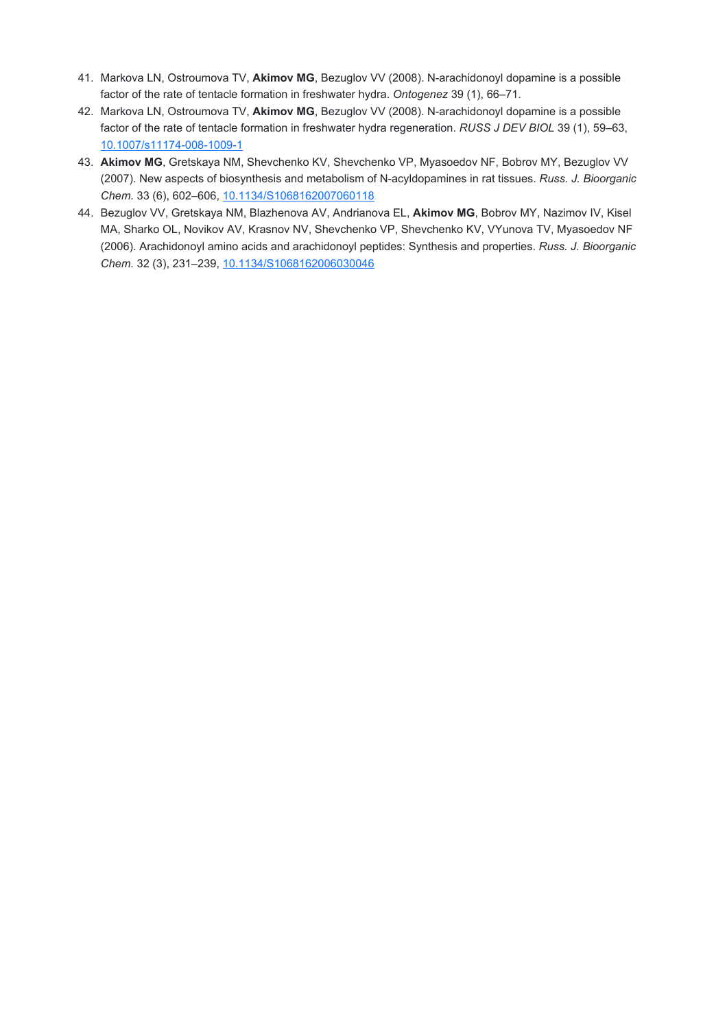41. Markova LN, Ostroumova TV, **Akimov MG**, Bezuglov VV (2008). N-arachidonoyl dopamine is a possible factor of the rate of tentacle formation in freshwater hydra. *Ontogenez* 39 (1), 66–71.
42. Markova LN, Ostroumova TV, **Akimov MG**, Bezuglov VV (2008). N-arachidonoyl dopamine is a possible factor of the rate of tentacle formation in freshwater hydra regeneration. *RUSS J DEV BIOL* 39 (1), 59–63, [10.1007/s11174-008-1009-1](https://doi.org/10.1007/s11174-008-1009-1)
43. **Akimov MG**, Gretskaya NM, Shevchenko KV, Shevchenko VP, Myasoedov NF, Bobrov MY, Bezuglov VV (2007). New aspects of biosynthesis and metabolism of N-acyldopamines in rat tissues. *Russ. J. Bioorganic Chem.* 33 (6), 602–606, [10.1134/S1068162007060118](https://doi.org/10.1134/S1068162007060118)
44. Bezuglov VV, Gretskaya NM, Blazhenova AV, Andrianova EL, **Akimov MG**, Bobrov MY, Nazimov IV, Kisel MA, Sharko OL, Novikov AV, Krasnov NV, Shevchenko VP, Shevchenko KV, VYunova TV, Myasoedov NF (2006). Arachidonoyl amino acids and arachidonoyl peptides: Synthesis and properties. *Russ. J. Bioorganic Chem.* 32 (3), 231–239, [10.1134/S1068162006030046](https://doi.org/10.1134/S1068162006030046)